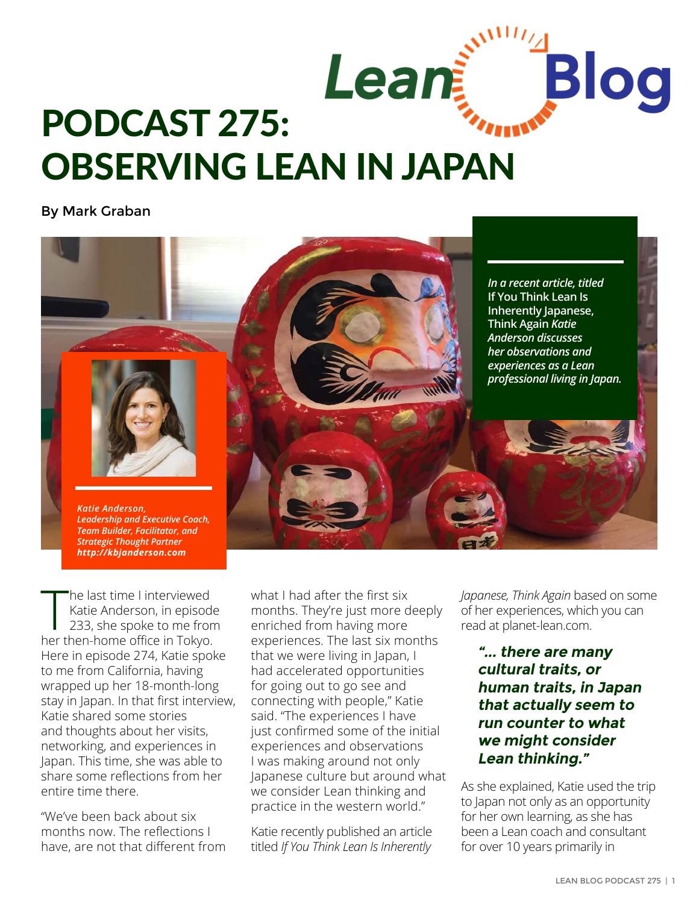# PODCAST 275: OBSERVING LEAN IN JAPAN

By Mark Graban

*In a recent article, titled* **If You Think Lean Is Inherently Japanese, Think Again** *Katie Anderson discusses her observations and experiences as a Lean professional living in Japan.*

***Katie Anderson, Leadership and Executive Coach, Team Builder, Facilitator, and Strategic Thought Partner http://kbjanderson.com***

The last time I interviewed Katie Anderson, in episode 233, she spoke to me from her then-home office in Tokyo. Here in episode 274, Katie spoke to me from California, having wrapped up her 18-month-long stay in Japan. In that first interview, Katie shared some stories and thoughts about her visits, networking, and experiences in Japan. This time, she was able to share some reflections from her entire time there.

"We've been back about six months now. The reflections I have, are not that different from what I had after the first six months. They're just more deeply enriched from having more experiences. The last six months that we were living in Japan, I had accelerated opportunities for going out to go see and connecting with people," Katie said. "The experiences I have just confirmed some of the initial experiences and observations I was making around not only Japanese culture but around what we consider Lean thinking and practice in the western world."

Katie recently published an article titled *If You Think Lean Is Inherently Japanese, Think Again* based on some of her experiences, which you can read at planet-lean.com.

> ***"... there are many cultural traits, or human traits, in Japan that actually seem to run counter to what we might consider Lean thinking."***

As she explained, Katie used the trip to Japan not only as an opportunity for her own learning, as she has been a Lean coach and consultant for over 10 years primarily in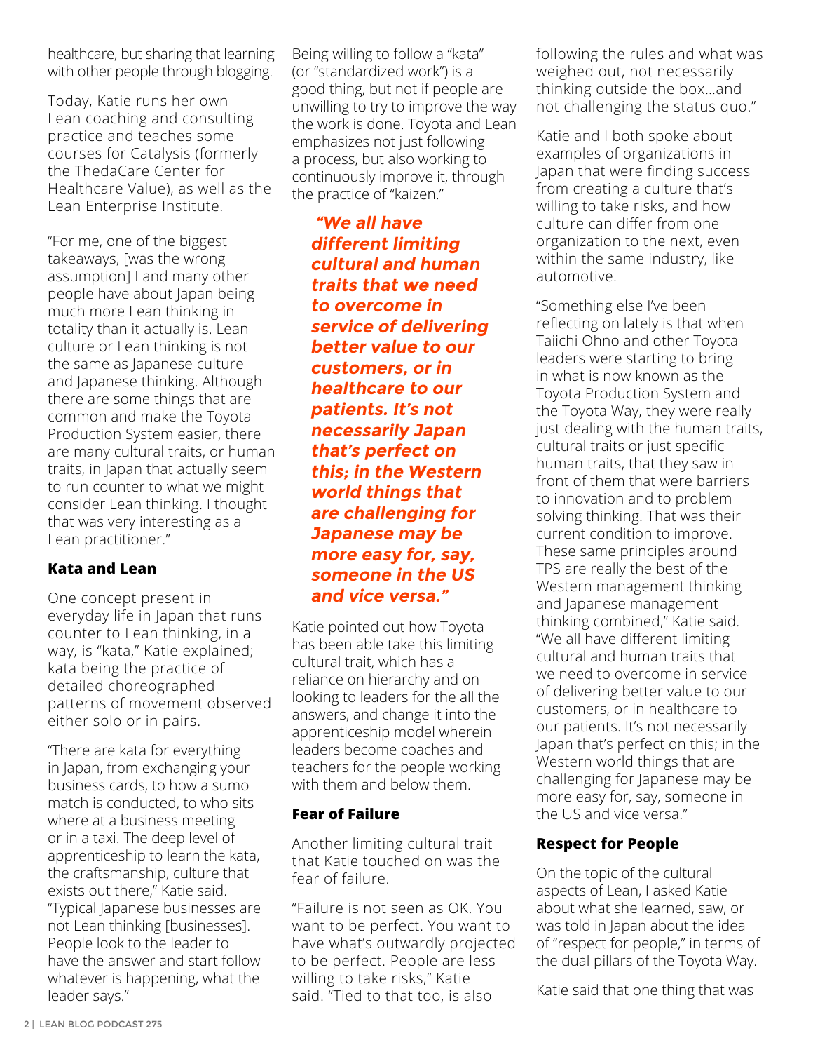healthcare, but sharing that learning with other people through blogging.

Today, Katie runs her own Lean coaching and consulting practice and teaches some courses for Catalysis (formerly the ThedaCare Center for Healthcare Value), as well as the Lean Enterprise Institute.

"For me, one of the biggest takeaways, [was the wrong assumption] I and many other people have about Japan being much more Lean thinking in totality than it actually is. Lean culture or Lean thinking is not the same as Japanese culture and Japanese thinking. Although there are some things that are common and make the Toyota Production System easier, there are many cultural traits, or human traits, in Japan that actually seem to run counter to what we might consider Lean thinking. I thought that was very interesting as a Lean practitioner."

### Kata and Lean

One concept present in everyday life in Japan that runs counter to Lean thinking, in a way, is "kata," Katie explained; kata being the practice of detailed choreographed patterns of movement observed either solo or in pairs.

"There are kata for everything in Japan, from exchanging your business cards, to how a sumo match is conducted, to who sits where at a business meeting or in a taxi. The deep level of apprenticeship to learn the kata, the craftsmanship, culture that exists out there," Katie said. "Typical Japanese businesses are not Lean thinking [businesses]. People look to the leader to have the answer and start follow whatever is happening, what the leader says."

Being willing to follow a "kata" (or "standardized work") is a good thing, but not if people are unwilling to try to improve the way the work is done. Toyota and Lean emphasizes not just following a process, but also working to continuously improve it, through the practice of "kaizen."

***"We all have different limiting cultural and human traits that we need to overcome in service of delivering better value to our customers, or in healthcare to our patients. It's not necessarily Japan that's perfect on this; in the Western world things that are challenging for Japanese may be more easy for, say, someone in the US and vice versa."***

Katie pointed out how Toyota has been able take this limiting cultural trait, which has a reliance on hierarchy and on looking to leaders for the all the answers, and change it into the apprenticeship model wherein leaders become coaches and teachers for the people working with them and below them.

### Fear of Failure

Another limiting cultural trait that Katie touched on was the fear of failure.

"Failure is not seen as OK. You want to be perfect. You want to have what's outwardly projected to be perfect. People are less willing to take risks," Katie said. "Tied to that too, is also following the rules and what was weighed out, not necessarily thinking outside the box…and not challenging the status quo."

Katie and I both spoke about examples of organizations in Japan that were finding success from creating a culture that's willing to take risks, and how culture can differ from one organization to the next, even within the same industry, like automotive.

"Something else I've been reflecting on lately is that when Taiichi Ohno and other Toyota leaders were starting to bring in what is now known as the Toyota Production System and the Toyota Way, they were really just dealing with the human traits, cultural traits or just specific human traits, that they saw in front of them that were barriers to innovation and to problem solving thinking. That was their current condition to improve. These same principles around TPS are really the best of the Western management thinking and Japanese management thinking combined," Katie said. "We all have different limiting cultural and human traits that we need to overcome in service of delivering better value to our customers, or in healthcare to our patients. It's not necessarily Japan that's perfect on this; in the Western world things that are challenging for Japanese may be more easy for, say, someone in the US and vice versa."

### Respect for People

On the topic of the cultural aspects of Lean, I asked Katie about what she learned, saw, or was told in Japan about the idea of "respect for people," in terms of the dual pillars of the Toyota Way.

Katie said that one thing that was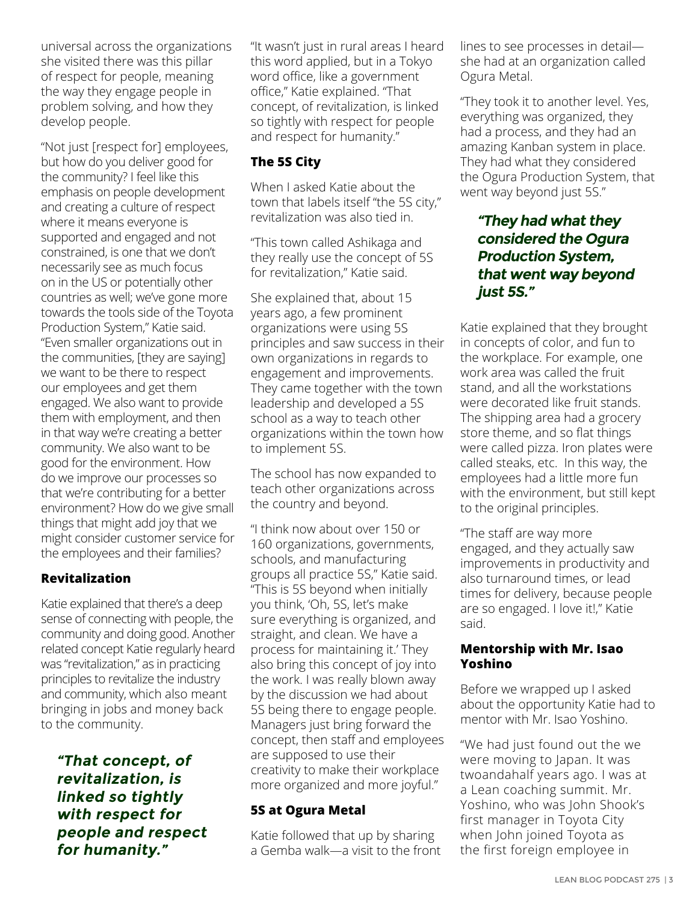universal across the organizations she visited there was this pillar of respect for people, meaning the way they engage people in problem solving, and how they develop people.

"Not just [respect for] employees, but how do you deliver good for the community? I feel like this emphasis on people development and creating a culture of respect where it means everyone is supported and engaged and not constrained, is one that we don't necessarily see as much focus on in the US or potentially other countries as well; we've gone more towards the tools side of the Toyota Production System," Katie said. "Even smaller organizations out in the communities, [they are saying] we want to be there to respect our employees and get them engaged. We also want to provide them with employment, and then in that way we're creating a better community. We also want to be good for the environment. How do we improve our processes so that we're contributing for a better environment? How do we give small things that might add joy that we might consider customer service for the employees and their families?

### Revitalization

Katie explained that there's a deep sense of connecting with people, the community and doing good. Another related concept Katie regularly heard was "revitalization," as in practicing principles to revitalize the industry and community, which also meant bringing in jobs and money back to the community.

> ***"That concept, of revitalization, is linked so tightly with respect for people and respect for humanity."***

"It wasn't just in rural areas I heard this word applied, but in a Tokyo word office, like a government office," Katie explained. "That concept, of revitalization, is linked so tightly with respect for people and respect for humanity."

### The 5S City

When I asked Katie about the town that labels itself "the 5S city," revitalization was also tied in.

"This town called Ashikaga and they really use the concept of 5S for revitalization," Katie said.

She explained that, about 15 years ago, a few prominent organizations were using 5S principles and saw success in their own organizations in regards to engagement and improvements. They came together with the town leadership and developed a 5S school as a way to teach other organizations within the town how to implement 5S.

The school has now expanded to teach other organizations across the country and beyond.

"I think now about over 150 or 160 organizations, governments, schools, and manufacturing groups all practice 5S," Katie said. "This is 5S beyond when initially you think, 'Oh, 5S, let's make sure everything is organized, and straight, and clean. We have a process for maintaining it.' They also bring this concept of joy into the work. I was really blown away by the discussion we had about 5S being there to engage people. Managers just bring forward the concept, then staff and employees are supposed to use their creativity to make their workplace more organized and more joyful."

### 5S at Ogura Metal

Katie followed that up by sharing a Gemba walk—a visit to the front lines to see processes in detail—she had at an organization called Ogura Metal.

"They took it to another level. Yes, everything was organized, they had a process, and they had an amazing Kanban system in place. They had what they considered the Ogura Production System, that went way beyond just 5S."

> ***"They had what they considered the Ogura Production System, that went way beyond just 5S."***

Katie explained that they brought in concepts of color, and fun to the workplace. For example, one work area was called the fruit stand, and all the workstations were decorated like fruit stands. The shipping area had a grocery store theme, and so flat things were called pizza. Iron plates were called steaks, etc. In this way, the employees had a little more fun with the environment, but still kept to the original principles.

"The staff are way more engaged, and they actually saw improvements in productivity and also turnaround times, or lead times for delivery, because people are so engaged. I love it!," Katie said.

### Mentorship with Mr. Isao Yoshino

Before we wrapped up I asked about the opportunity Katie had to mentor with Mr. Isao Yoshino.

"We had just found out the we were moving to Japan. It was twoandahalf years ago. I was at a Lean coaching summit. Mr. Yoshino, who was John Shook's first manager in Toyota City when John joined Toyota as the first foreign employee in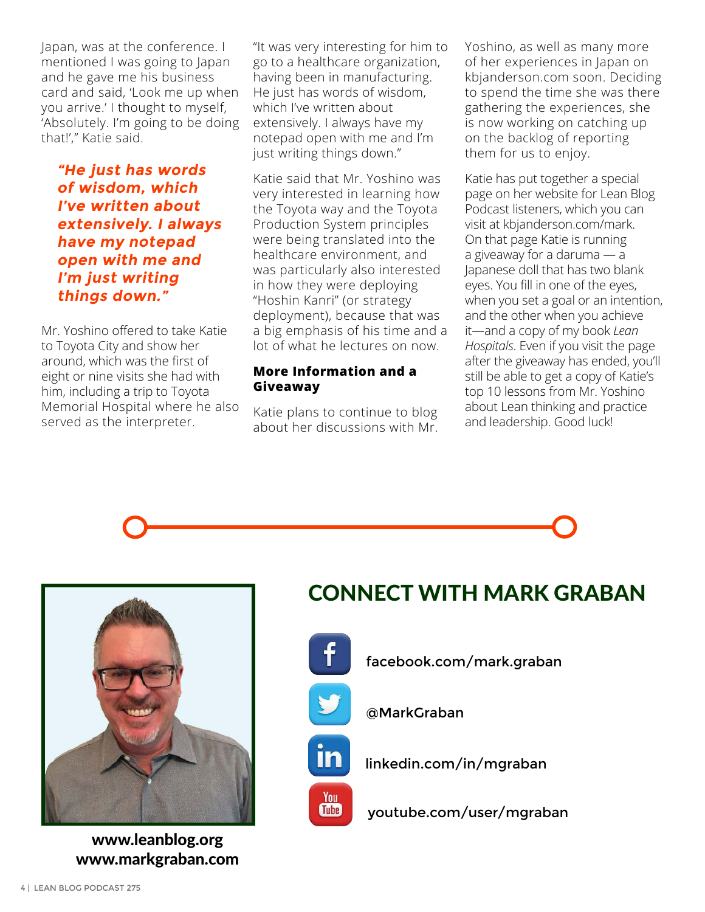Japan, was at the conference. I mentioned I was going to Japan and he gave me his business card and said, 'Look me up when you arrive.' I thought to myself, 'Absolutely. I'm going to be doing that!'," Katie said.

> ***"He just has words of wisdom, which I've written about extensively. I always have my notepad open with me and I'm just writing things down."***

Mr. Yoshino offered to take Katie to Toyota City and show her around, which was the first of eight or nine visits she had with him, including a trip to Toyota Memorial Hospital where he also served as the interpreter.

"It was very interesting for him to go to a healthcare organization, having been in manufacturing. He just has words of wisdom, which I've written about extensively. I always have my notepad open with me and I'm just writing things down."

Katie said that Mr. Yoshino was very interested in learning how the Toyota way and the Toyota Production System principles were being translated into the healthcare environment, and was particularly also interested in how they were deploying "Hoshin Kanri" (or strategy deployment), because that was a big emphasis of his time and a lot of what he lectures on now.

## More Information and a Giveaway

Katie plans to continue to blog about her discussions with Mr. Yoshino, as well as many more of her experiences in Japan on kbjanderson.com soon. Deciding to spend the time she was there gathering the experiences, she is now working on catching up on the backlog of reporting them for us to enjoy.

Katie has put together a special page on her website for Lean Blog Podcast listeners, which you can visit at kbjanderson.com/mark. On that page Katie is running a giveaway for a daruma — a Japanese doll that has two blank eyes. You fill in one of the eyes, when you set a goal or an intention, and the other when you achieve it—and a copy of my book *Lean Hospitals*. Even if you visit the page after the giveaway has ended, you'll still be able to get a copy of Katie's top 10 lessons from Mr. Yoshino about Lean thinking and practice and leadership. Good luck!

**www.leanblog.org**
**www.markgraban.com**

## CONNECT WITH MARK GRABAN

facebook.com/mark.graban

@MarkGraban

linkedin.com/in/mgraban

youtube.com/user/mgraban